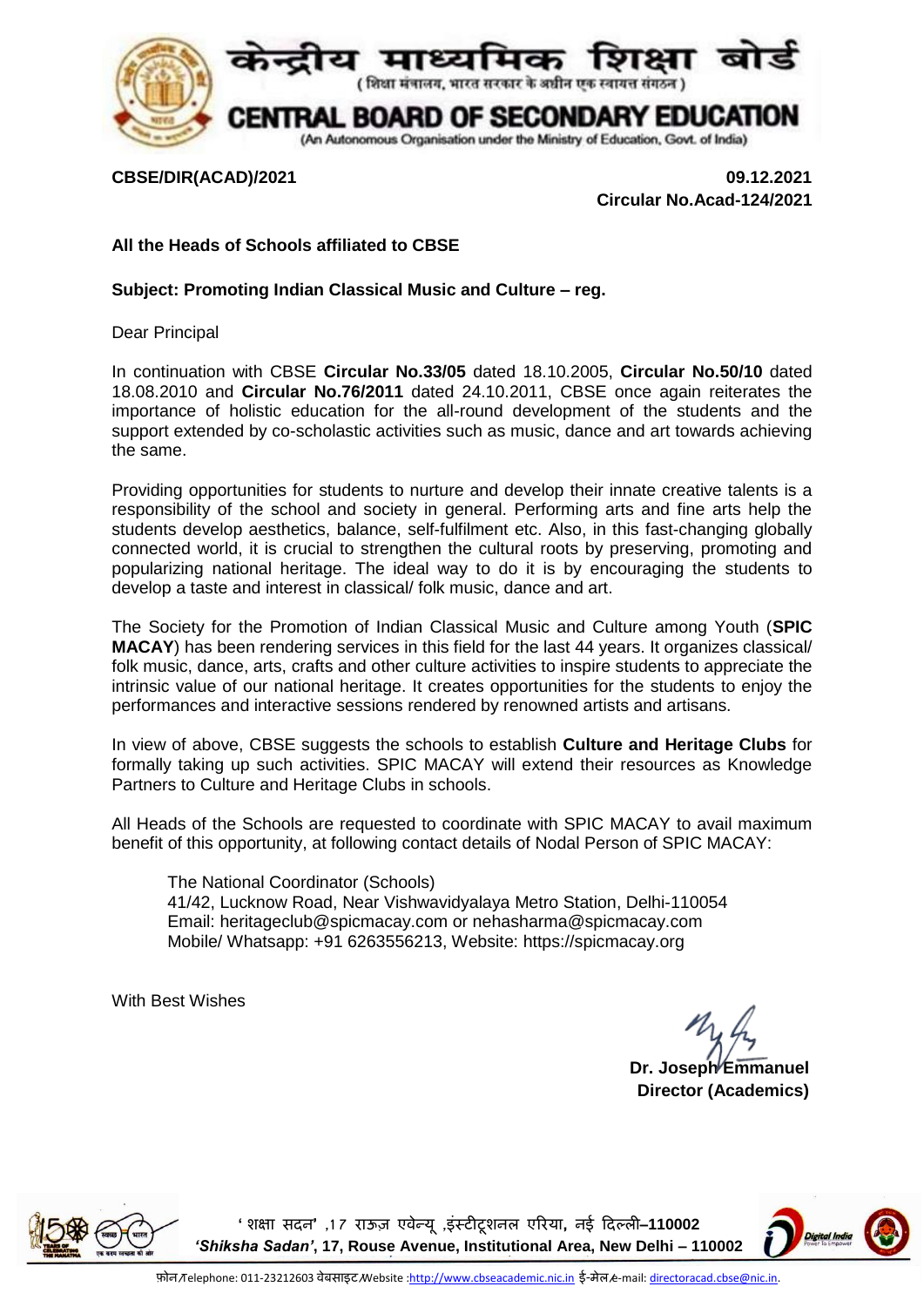# केन्द्रीय माध्यमिक शिक्षा बोर्ड

(शिक्षा मंत्रालय, भारत सरकार के अधीन एक स्वायत्त संगठन)

# CENTRAL BOARD OF SECONDARY EDUCATION

(An Autonomous Organisation under the Ministry of Education, Govt. of India)

**CBSE/DIR(ACAD)/2021** **09.12.2021**

**Circular No.Acad-124/2021**

**All the Heads of Schools affiliated to CBSE**

**Subject: Promoting Indian Classical Music and Culture – reg.**

Dear Principal

In continuation with CBSE **Circular No.33/05** dated 18.10.2005, **Circular No.50/10** dated 18.08.2010 and **Circular No.76/2011** dated 24.10.2011, CBSE once again reiterates the importance of holistic education for the all-round development of the students and the support extended by co-scholastic activities such as music, dance and art towards achieving the same.

Providing opportunities for students to nurture and develop their innate creative talents is a responsibility of the school and society in general. Performing arts and fine arts help the students develop aesthetics, balance, self-fulfilment etc. Also, in this fast-changing globally connected world, it is crucial to strengthen the cultural roots by preserving, promoting and popularizing national heritage. The ideal way to do it is by encouraging the students to develop a taste and interest in classical/ folk music, dance and art.

The Society for the Promotion of Indian Classical Music and Culture among Youth (**SPIC MACAY**) has been rendering services in this field for the last 44 years. It organizes classical/ folk music, dance, arts, crafts and other culture activities to inspire students to appreciate the intrinsic value of our national heritage. It creates opportunities for the students to enjoy the performances and interactive sessions rendered by renowned artists and artisans.

In view of above, CBSE suggests the schools to establish **Culture and Heritage Clubs** for formally taking up such activities. SPIC MACAY will extend their resources as Knowledge Partners to Culture and Heritage Clubs in schools.

All Heads of the Schools are requested to coordinate with SPIC MACAY to avail maximum benefit of this opportunity, at following contact details of Nodal Person of SPIC MACAY:

The National Coordinator (Schools)
41/42, Lucknow Road, Near Vishwavidyalaya Metro Station, Delhi-110054
Email: heritageclub@spicmacay.com or nehasharma@spicmacay.com
Mobile/ Whatsapp: +91 6263556213, Website: https://spicmacay.org

With Best Wishes

**Dr. Joseph Emmanuel**
**Director (Academics)**

'शिक्षा सदन' ,17 राऊज़ एवेन्यू ,इंस्टीटूशनल एरिया, नई दिल्ली–**110002**
***'Shiksha Sadan'*, 17, Rouse Avenue, Institutional Area, New Delhi – 110002**

फ़ोन/Telephone: 011-23212603 वेबसाइट/Website :http://www.cbseacademic.nic.in ई-मेल/e-mail: directoracad.cbse@nic.in.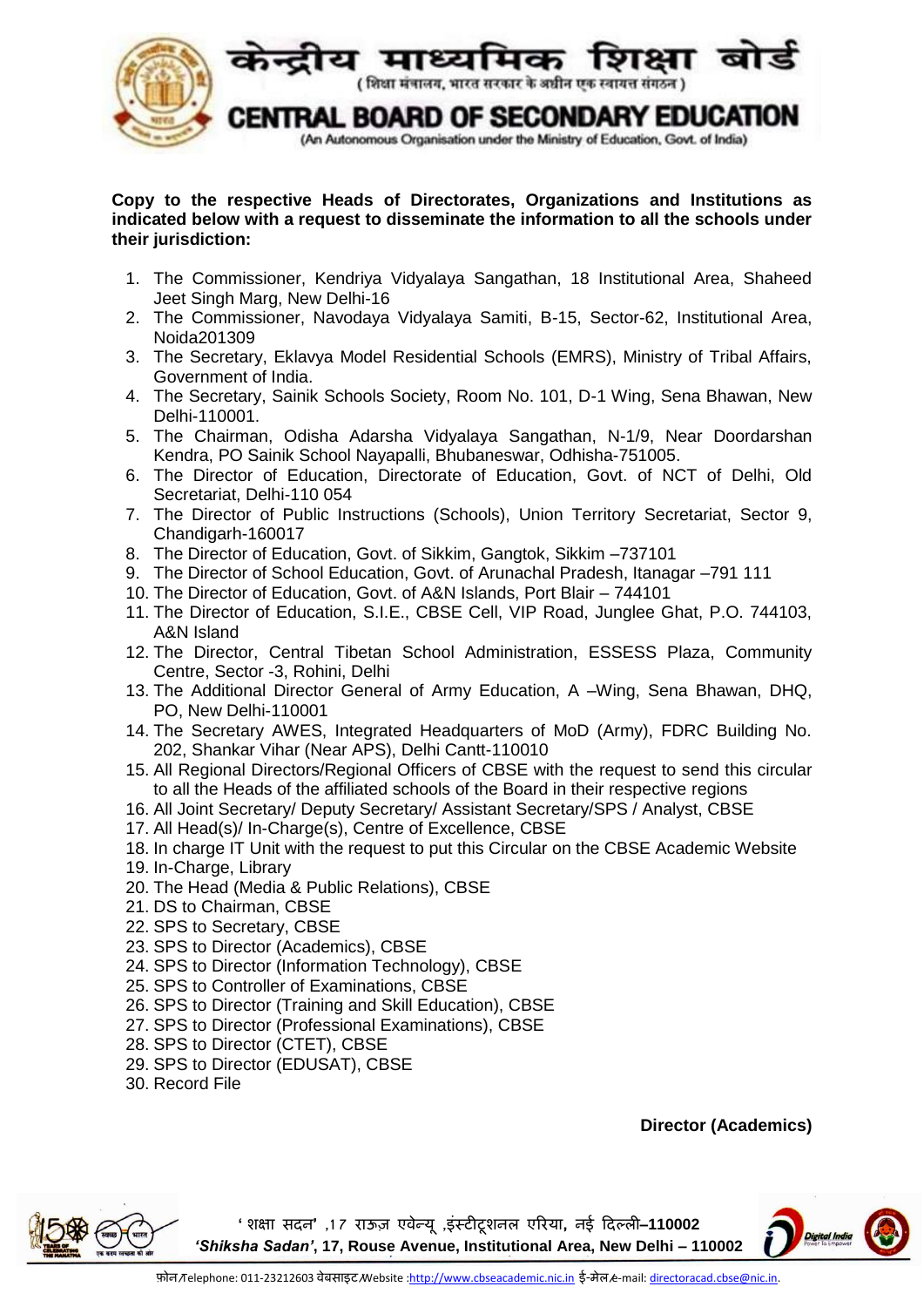**Copy to the respective Heads of Directorates, Organizations and Institutions as indicated below with a request to disseminate the information to all the schools under their jurisdiction:**

1. The Commissioner, Kendriya Vidyalaya Sangathan, 18 Institutional Area, Shaheed Jeet Singh Marg, New Delhi-16
2. The Commissioner, Navodaya Vidyalaya Samiti, B-15, Sector-62, Institutional Area, Noida201309
3. The Secretary, Eklavya Model Residential Schools (EMRS), Ministry of Tribal Affairs, Government of India.
4. The Secretary, Sainik Schools Society, Room No. 101, D-1 Wing, Sena Bhawan, New Delhi-110001.
5. The Chairman, Odisha Adarsha Vidyalaya Sangathan, N-1/9, Near Doordarshan Kendra, PO Sainik School Nayapalli, Bhubaneswar, Odhisha-751005.
6. The Director of Education, Directorate of Education, Govt. of NCT of Delhi, Old Secretariat, Delhi-110 054
7. The Director of Public Instructions (Schools), Union Territory Secretariat, Sector 9, Chandigarh-160017
8. The Director of Education, Govt. of Sikkim, Gangtok, Sikkim –737101
9. The Director of School Education, Govt. of Arunachal Pradesh, Itanagar –791 111
10. The Director of Education, Govt. of A&N Islands, Port Blair – 744101
11. The Director of Education, S.I.E., CBSE Cell, VIP Road, Junglee Ghat, P.O. 744103, A&N Island
12. The Director, Central Tibetan School Administration, ESSESS Plaza, Community Centre, Sector -3, Rohini, Delhi
13. The Additional Director General of Army Education, A –Wing, Sena Bhawan, DHQ, PO, New Delhi-110001
14. The Secretary AWES, Integrated Headquarters of MoD (Army), FDRC Building No. 202, Shankar Vihar (Near APS), Delhi Cantt-110010
15. All Regional Directors/Regional Officers of CBSE with the request to send this circular to all the Heads of the affiliated schools of the Board in their respective regions
16. All Joint Secretary/ Deputy Secretary/ Assistant Secretary/SPS / Analyst, CBSE
17. All Head(s)/ In-Charge(s), Centre of Excellence, CBSE
18. In charge IT Unit with the request to put this Circular on the CBSE Academic Website
19. In-Charge, Library
20. The Head (Media & Public Relations), CBSE
21. DS to Chairman, CBSE
22. SPS to Secretary, CBSE
23. SPS to Director (Academics), CBSE
24. SPS to Director (Information Technology), CBSE
25. SPS to Controller of Examinations, CBSE
26. SPS to Director (Training and Skill Education), CBSE
27. SPS to Director (Professional Examinations), CBSE
28. SPS to Director (CTET), CBSE
29. SPS to Director (EDUSAT), CBSE
30. Record File

**Director (Academics)**